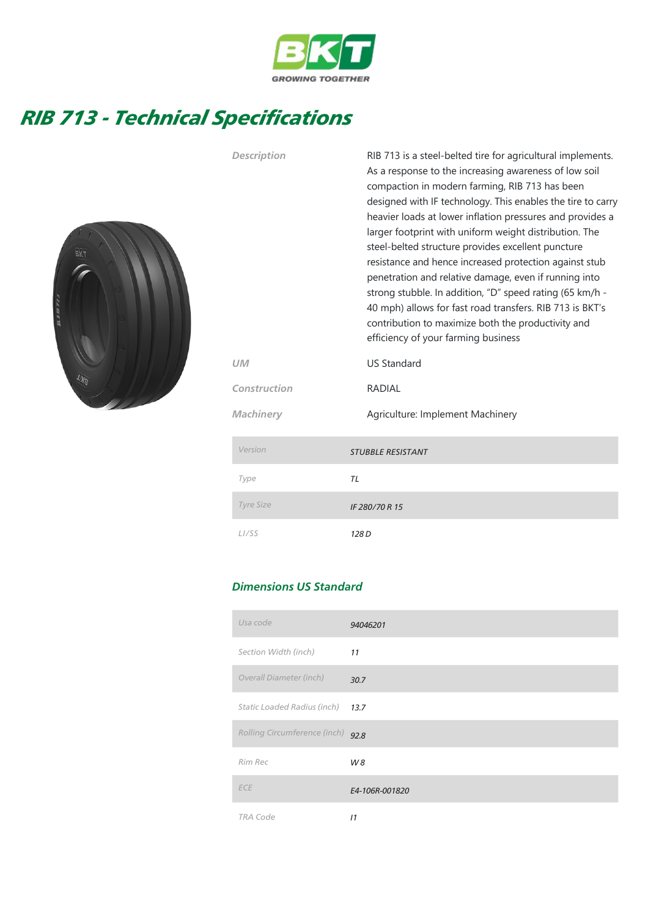BKT

GROWING TOGETHER

# RIB 713 - Technical Specifications

| | |
|---|---|
| *Description* | RIB 713 is a steel-belted tire for agricultural implements. As a response to the increasing awareness of low soil compaction in modern farming, RIB 713 has been designed with IF technology. This enables the tire to carry heavier loads at lower inflation pressures and provides a larger footprint with uniform weight distribution. The steel-belted structure provides excellent puncture resistance and hence increased protection against stub penetration and relative damage, even if running into strong stubble. In addition, "D" speed rating (65 km/h - 40 mph) allows for fast road transfers. RIB 713 is BKT's contribution to maximize both the productivity and efficiency of your farming business |
| *UM* | US Standard |
| *Construction* | RADIAL |
| *Machinery* | Agriculture: Implement Machinery |

| | |
|---|---|
| Version | STUBBLE RESISTANT |
| Type | TL |
| Tyre Size | IF 280/70 R 15 |
| LI/SS | 128 D |

### Dimensions US Standard

| | |
|---|---|
| Usa code | 94046201 |
| Section Width (inch) | 11 |
| Overall Diameter (inch) | 30.7 |
| Static Loaded Radius (inch) | 13.7 |
| Rolling Circumference (inch) | 92.8 |
| Rim Rec | W 8 |
| ECE | E4-106R-001820 |
| TRA Code | I1 |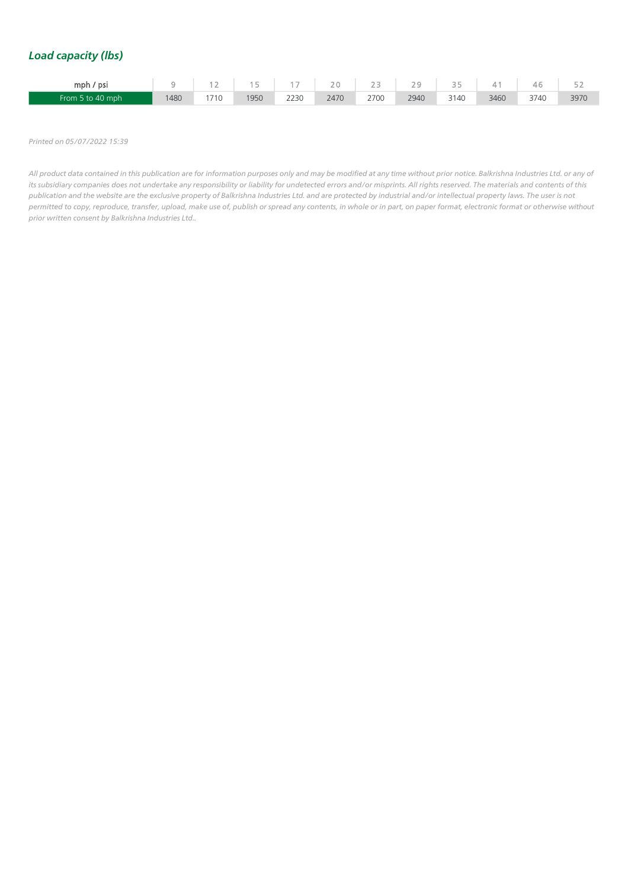## *Load capacity (lbs)*

| mph / psi | 9 | 12 | 15 | 17 | 20 | 23 | 29 | 35 | 41 | 46 | 52 |
|---|---|---|---|---|---|---|---|---|---|---|---|
| From 5 to 40 mph | 1480 | 1710 | 1950 | 2230 | 2470 | 2700 | 2940 | 3140 | 3460 | 3740 | 3970 |

*Printed on 05/07/2022 15:39*

*All product data contained in this publication are for information purposes only and may be modified at any time without prior notice. Balkrishna Industries Ltd. or any of its subsidiary companies does not undertake any responsibility or liability for undetected errors and/or misprints. All rights reserved. The materials and contents of this publication and the website are the exclusive property of Balkrishna Industries Ltd. and are protected by industrial and/or intellectual property laws. The user is not permitted to copy, reproduce, transfer, upload, make use of, publish or spread any contents, in whole or in part, on paper format, electronic format or otherwise without prior written consent by Balkrishna Industries Ltd..*